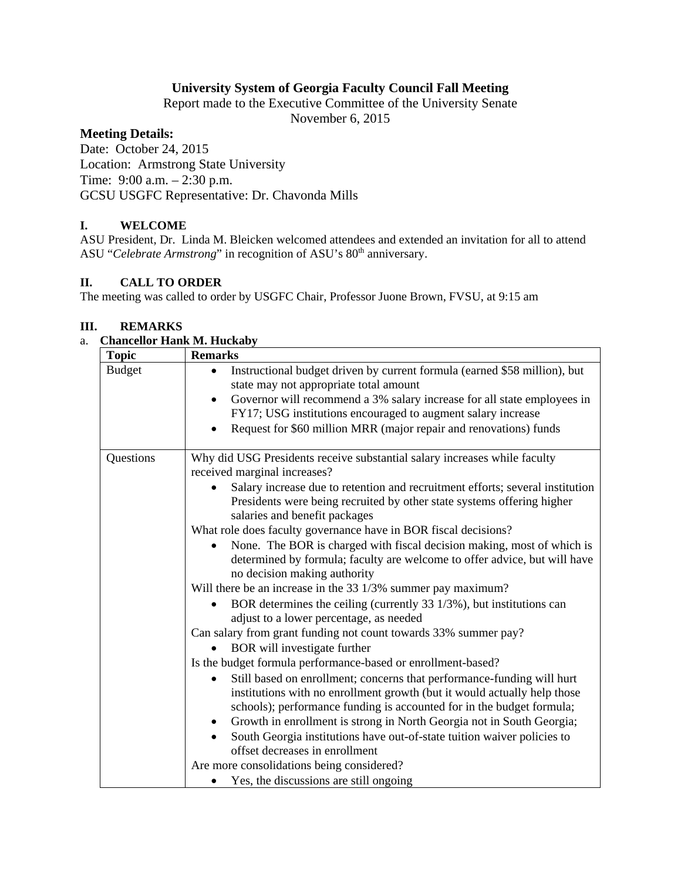# University System of Georgia Faculty Council Fall Meeting

Report made to the Executive Committee of the University Senate
November 6, 2015

## Meeting Details:

Date: October 24, 2015
Location: Armstrong State University
Time: 9:00 a.m. – 2:30 p.m.
GCSU USGFC Representative: Dr. Chavonda Mills

### I. WELCOME

ASU President, Dr. Linda M. Bleicken welcomed attendees and extended an invitation for all to attend ASU "*Celebrate Armstrong*" in recognition of ASU's 80th anniversary.

### II. CALL TO ORDER

The meeting was called to order by USGFC Chair, Professor Juone Brown, FVSU, at 9:15 am

### III. REMARKS

a. **Chancellor Hank M. Huckaby**

| **Topic** | **Remarks** |
| --- | --- |
| Budget | • Instructional budget driven by current formula (earned $58 million), but state may not appropriate total amount<br>• Governor will recommend a 3% salary increase for all state employees in FY17; USG institutions encouraged to augment salary increase<br>• Request for $60 million MRR (major repair and renovations) funds |
| Questions | Why did USG Presidents receive substantial salary increases while faculty received marginal increases?<br>• Salary increase due to retention and recruitment efforts; several institution Presidents were being recruited by other state systems offering higher salaries and benefit packages<br>What role does faculty governance have in BOR fiscal decisions?<br>• None. The BOR is charged with fiscal decision making, most of which is determined by formula; faculty are welcome to offer advice, but will have no decision making authority<br>Will there be an increase in the 33 1/3% summer pay maximum?<br>• BOR determines the ceiling (currently 33 1/3%), but institutions can adjust to a lower percentage, as needed<br>Can salary from grant funding not count towards 33% summer pay?<br>• BOR will investigate further<br>Is the budget formula performance-based or enrollment-based?<br>• Still based on enrollment; concerns that performance-funding will hurt institutions with no enrollment growth (but it would actually help those schools); performance funding is accounted for in the budget formula;<br>• Growth in enrollment is strong in North Georgia not in South Georgia;<br>• South Georgia institutions have out-of-state tuition waiver policies to offset decreases in enrollment<br>Are more consolidations being considered?<br>• Yes, the discussions are still ongoing |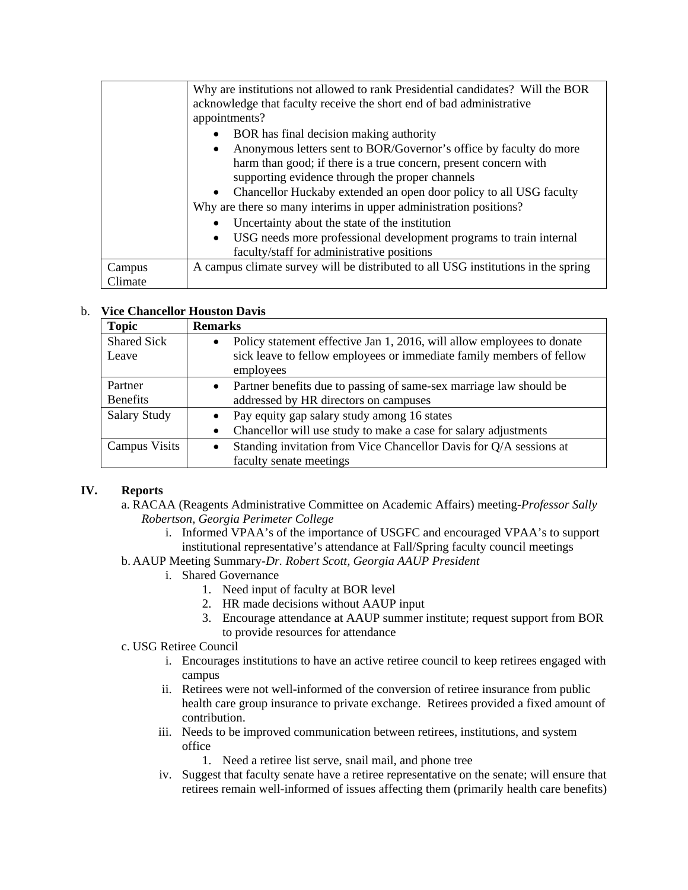| | |
|---|---|
| | Why are institutions not allowed to rank Presidential candidates? Will the BOR acknowledge that faculty receive the short end of bad administrative appointments?<br>• BOR has final decision making authority<br>• Anonymous letters sent to BOR/Governor's office by faculty do more harm than good; if there is a true concern, present concern with supporting evidence through the proper channels<br>• Chancellor Huckaby extended an open door policy to all USG faculty<br>Why are there so many interims in upper administration positions?<br>• Uncertainty about the state of the institution<br>• USG needs more professional development programs to train internal faculty/staff for administrative positions |
| Campus Climate | A campus climate survey will be distributed to all USG institutions in the spring |

b. **Vice Chancellor Houston Davis**

| **Topic** | **Remarks** |
|---|---|
| Shared Sick Leave | • Policy statement effective Jan 1, 2016, will allow employees to donate sick leave to fellow employees or immediate family members of fellow employees |
| Partner Benefits | • Partner benefits due to passing of same-sex marriage law should be addressed by HR directors on campuses |
| Salary Study | • Pay equity gap salary study among 16 states<br>• Chancellor will use study to make a case for salary adjustments |
| Campus Visits | • Standing invitation from Vice Chancellor Davis for Q/A sessions at faculty senate meetings |

## IV. Reports

a. RACAA (Reagents Administrative Committee on Academic Affairs) meeting-*Professor Sally Robertson, Georgia Perimeter College*
   i. Informed VPAA's of the importance of USGFC and encouraged VPAA's to support institutional representative's attendance at Fall/Spring faculty council meetings

b. AAUP Meeting Summary-*Dr. Robert Scott, Georgia AAUP President*
   i. Shared Governance
      1. Need input of faculty at BOR level
      2. HR made decisions without AAUP input
      3. Encourage attendance at AAUP summer institute; request support from BOR to provide resources for attendance

c. USG Retiree Council
   i. Encourages institutions to have an active retiree council to keep retirees engaged with campus
   ii. Retirees were not well-informed of the conversion of retiree insurance from public health care group insurance to private exchange. Retirees provided a fixed amount of contribution.
   iii. Needs to be improved communication between retirees, institutions, and system office
      1. Need a retiree list serve, snail mail, and phone tree
   iv. Suggest that faculty senate have a retiree representative on the senate; will ensure that retirees remain well-informed of issues affecting them (primarily health care benefits)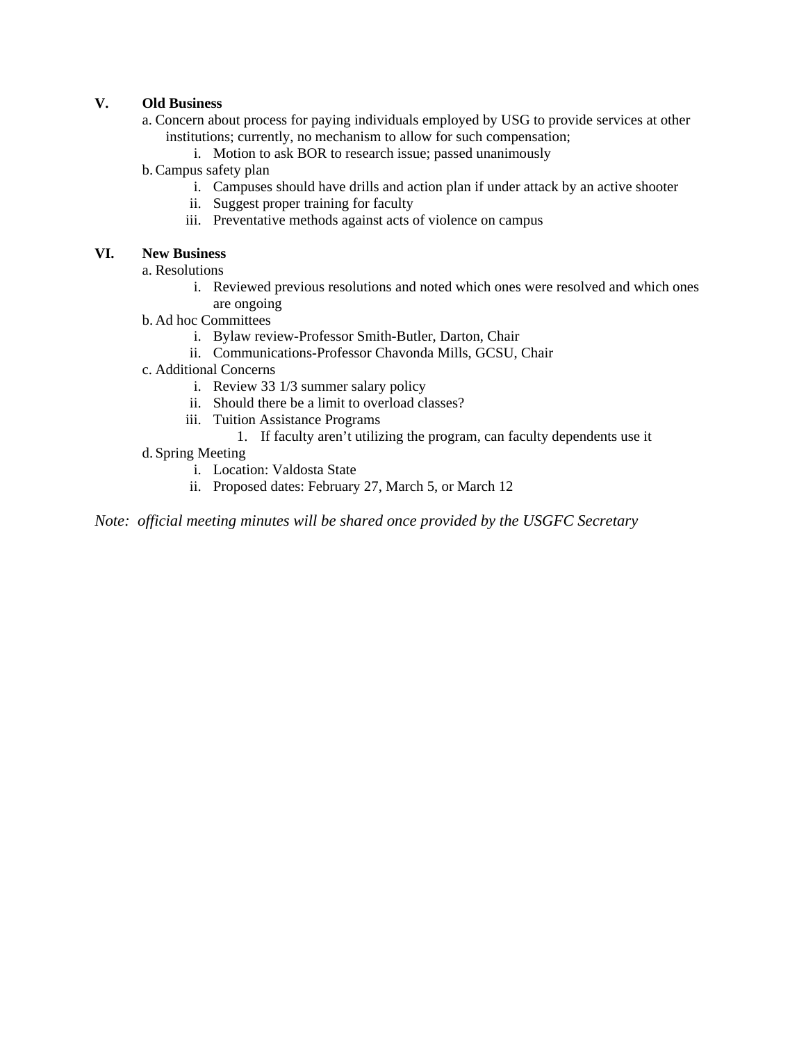**V. Old Business**

a. Concern about process for paying individuals employed by USG to provide services at other institutions; currently, no mechanism to allow for such compensation;
   i. Motion to ask BOR to research issue; passed unanimously

b. Campus safety plan
   i. Campuses should have drills and action plan if under attack by an active shooter
   ii. Suggest proper training for faculty
   iii. Preventative methods against acts of violence on campus

**VI. New Business**

a. Resolutions
   i. Reviewed previous resolutions and noted which ones were resolved and which ones are ongoing

b. Ad hoc Committees
   i. Bylaw review-Professor Smith-Butler, Darton, Chair
   ii. Communications-Professor Chavonda Mills, GCSU, Chair

c. Additional Concerns
   i. Review 33 1/3 summer salary policy
   ii. Should there be a limit to overload classes?
   iii. Tuition Assistance Programs
      1. If faculty aren't utilizing the program, can faculty dependents use it

d. Spring Meeting
   i. Location: Valdosta State
   ii. Proposed dates: February 27, March 5, or March 12

*Note: official meeting minutes will be shared once provided by the USGFC Secretary*